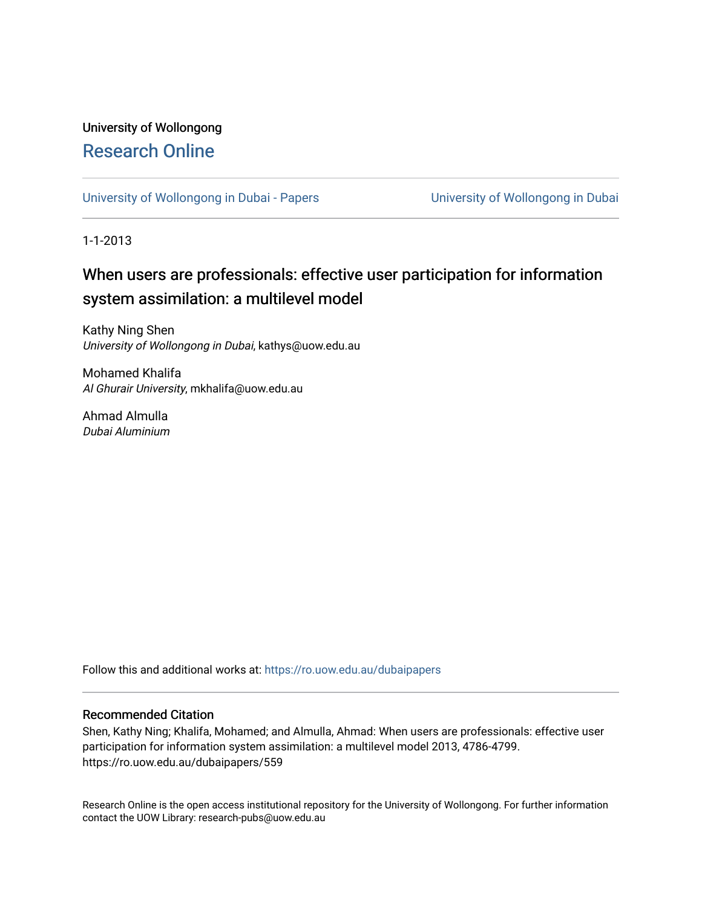University of Wollongong

# Research Online

University of Wollongong in Dubai - Papers | University of Wollongong in Dubai

1-1-2013

## When users are professionals: effective user participation for information system assimilation: a multilevel model

Kathy Ning Shen
*University of Wollongong in Dubai*, kathys@uow.edu.au

Mohamed Khalifa
*Al Ghurair University*, mkhalifa@uow.edu.au

Ahmad Almulla
*Dubai Aluminium*

Follow this and additional works at: https://ro.uow.edu.au/dubaipapers

### Recommended Citation

Shen, Kathy Ning; Khalifa, Mohamed; and Almulla, Ahmad: When users are professionals: effective user participation for information system assimilation: a multilevel model 2013, 4786-4799.
https://ro.uow.edu.au/dubaipapers/559

Research Online is the open access institutional repository for the University of Wollongong. For further information contact the UOW Library: research-pubs@uow.edu.au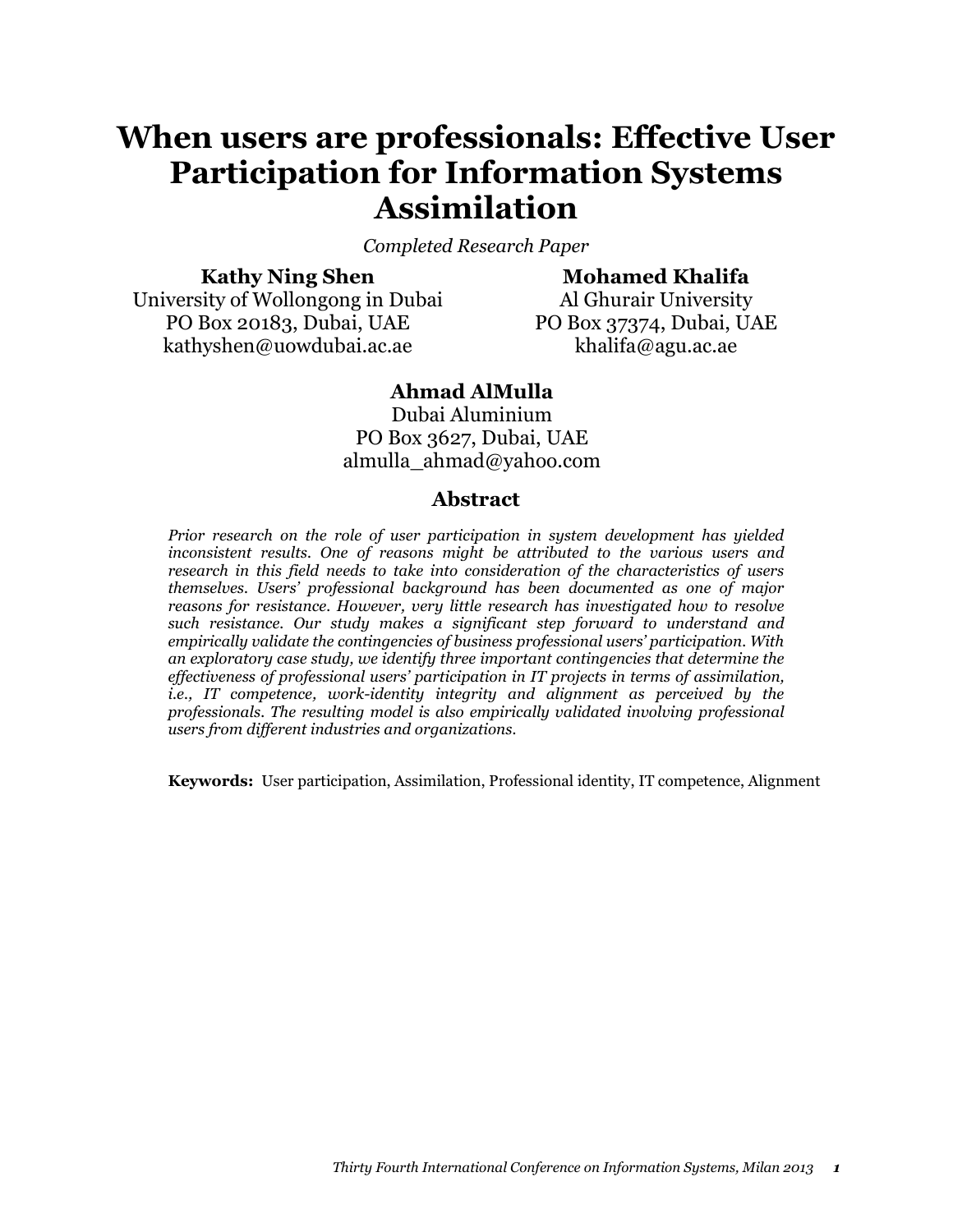# When users are professionals: Effective User Participation for Information Systems Assimilation

*Completed Research Paper*

**Kathy Ning Shen**
University of Wollongong in Dubai
PO Box 20183, Dubai, UAE
kathyshen@uowdubai.ac.ae

**Mohamed Khalifa**
Al Ghurair University
PO Box 37374, Dubai, UAE
khalifa@agu.ac.ae

**Ahmad AlMulla**
Dubai Aluminium
PO Box 3627, Dubai, UAE
almulla_ahmad@yahoo.com

## Abstract

*Prior research on the role of user participation in system development has yielded inconsistent results. One of reasons might be attributed to the various users and research in this field needs to take into consideration of the characteristics of users themselves. Users' professional background has been documented as one of major reasons for resistance. However, very little research has investigated how to resolve such resistance. Our study makes a significant step forward to understand and empirically validate the contingencies of business professional users' participation. With an exploratory case study, we identify three important contingencies that determine the effectiveness of professional users' participation in IT projects in terms of assimilation, i.e., IT competence, work-identity integrity and alignment as perceived by the professionals. The resulting model is also empirically validated involving professional users from different industries and organizations.*

**Keywords:** User participation, Assimilation, Professional identity, IT competence, Alignment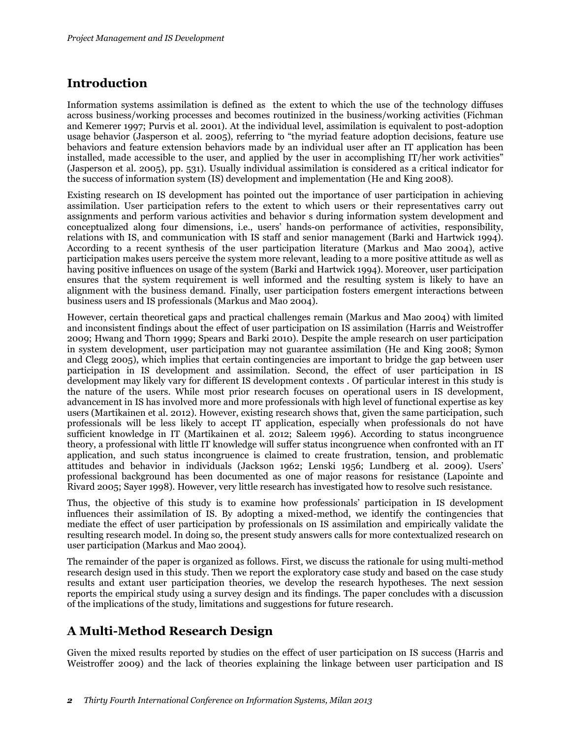## Introduction

Information systems assimilation is defined as the extent to which the use of the technology diffuses across business/working processes and becomes routinized in the business/working activities (Fichman and Kemerer 1997; Purvis et al. 2001). At the individual level, assimilation is equivalent to post-adoption usage behavior (Jasperson et al. 2005), referring to "the myriad feature adoption decisions, feature use behaviors and feature extension behaviors made by an individual user after an IT application has been installed, made accessible to the user, and applied by the user in accomplishing IT/her work activities" (Jasperson et al. 2005), pp. 531). Usually individual assimilation is considered as a critical indicator for the success of information system (IS) development and implementation (He and King 2008).

Existing research on IS development has pointed out the importance of user participation in achieving assimilation. User participation refers to the extent to which users or their representatives carry out assignments and perform various activities and behavior s during information system development and conceptualized along four dimensions, i.e., users' hands-on performance of activities, responsibility, relations with IS, and communication with IS staff and senior management (Barki and Hartwick 1994). According to a recent synthesis of the user participation literature (Markus and Mao 2004), active participation makes users perceive the system more relevant, leading to a more positive attitude as well as having positive influences on usage of the system (Barki and Hartwick 1994). Moreover, user participation ensures that the system requirement is well informed and the resulting system is likely to have an alignment with the business demand. Finally, user participation fosters emergent interactions between business users and IS professionals (Markus and Mao 2004).

However, certain theoretical gaps and practical challenges remain (Markus and Mao 2004) with limited and inconsistent findings about the effect of user participation on IS assimilation (Harris and Weistroffer 2009; Hwang and Thorn 1999; Spears and Barki 2010). Despite the ample research on user participation in system development, user participation may not guarantee assimilation (He and King 2008; Symon and Clegg 2005), which implies that certain contingencies are important to bridge the gap between user participation in IS development and assimilation. Second, the effect of user participation in IS development may likely vary for different IS development contexts . Of particular interest in this study is the nature of the users. While most prior research focuses on operational users in IS development, advancement in IS has involved more and more professionals with high level of functional expertise as key users (Martikainen et al. 2012). However, existing research shows that, given the same participation, such professionals will be less likely to accept IT application, especially when professionals do not have sufficient knowledge in IT (Martikainen et al. 2012; Saleem 1996). According to status incongruence theory, a professional with little IT knowledge will suffer status incongruence when confronted with an IT application, and such status incongruence is claimed to create frustration, tension, and problematic attitudes and behavior in individuals (Jackson 1962; Lenski 1956; Lundberg et al. 2009). Users' professional background has been documented as one of major reasons for resistance (Lapointe and Rivard 2005; Sayer 1998). However, very little research has investigated how to resolve such resistance.

Thus, the objective of this study is to examine how professionals' participation in IS development influences their assimilation of IS. By adopting a mixed-method, we identify the contingencies that mediate the effect of user participation by professionals on IS assimilation and empirically validate the resulting research model. In doing so, the present study answers calls for more contextualized research on user participation (Markus and Mao 2004).

The remainder of the paper is organized as follows. First, we discuss the rationale for using multi-method research design used in this study. Then we report the exploratory case study and based on the case study results and extant user participation theories, we develop the research hypotheses. The next session reports the empirical study using a survey design and its findings. The paper concludes with a discussion of the implications of the study, limitations and suggestions for future research.

## A Multi-Method Research Design

Given the mixed results reported by studies on the effect of user participation on IS success (Harris and Weistroffer 2009) and the lack of theories explaining the linkage between user participation and IS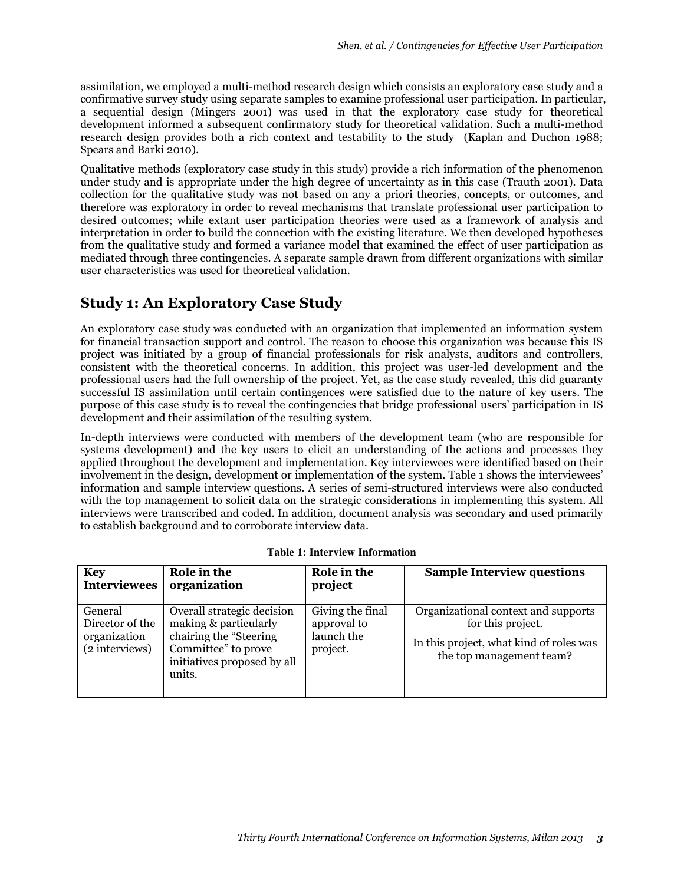assimilation, we employed a multi-method research design which consists an exploratory case study and a confirmative survey study using separate samples to examine professional user participation. In particular, a sequential design (Mingers 2001) was used in that the exploratory case study for theoretical development informed a subsequent confirmatory study for theoretical validation. Such a multi-method research design provides both a rich context and testability to the study (Kaplan and Duchon 1988; Spears and Barki 2010).

Qualitative methods (exploratory case study in this study) provide a rich information of the phenomenon under study and is appropriate under the high degree of uncertainty as in this case (Trauth 2001). Data collection for the qualitative study was not based on any a priori theories, concepts, or outcomes, and therefore was exploratory in order to reveal mechanisms that translate professional user participation to desired outcomes; while extant user participation theories were used as a framework of analysis and interpretation in order to build the connection with the existing literature. We then developed hypotheses from the qualitative study and formed a variance model that examined the effect of user participation as mediated through three contingencies. A separate sample drawn from different organizations with similar user characteristics was used for theoretical validation.

## Study 1: An Exploratory Case Study

An exploratory case study was conducted with an organization that implemented an information system for financial transaction support and control. The reason to choose this organization was because this IS project was initiated by a group of financial professionals for risk analysts, auditors and controllers, consistent with the theoretical concerns. In addition, this project was user-led development and the professional users had the full ownership of the project. Yet, as the case study revealed, this did guaranty successful IS assimilation until certain contingences were satisfied due to the nature of key users. The purpose of this case study is to reveal the contingencies that bridge professional users' participation in IS development and their assimilation of the resulting system.

In-depth interviews were conducted with members of the development team (who are responsible for systems development) and the key users to elicit an understanding of the actions and processes they applied throughout the development and implementation. Key interviewees were identified based on their involvement in the design, development or implementation of the system. Table 1 shows the interviewees' information and sample interview questions. A series of semi-structured interviews were also conducted with the top management to solicit data on the strategic considerations in implementing this system. All interviews were transcribed and coded. In addition, document analysis was secondary and used primarily to establish background and to corroborate interview data.

**Table 1: Interview Information**

| Key Interviewees | Role in the organization | Role in the project | Sample Interview questions |
|---|---|---|---|
| General Director of the organization (2 interviews) | Overall strategic decision making & particularly chairing the "Steering Committee" to prove initiatives proposed by all units. | Giving the final approval to launch the project. | Organizational context and supports for this project.<br>In this project, what kind of roles was the top management team? |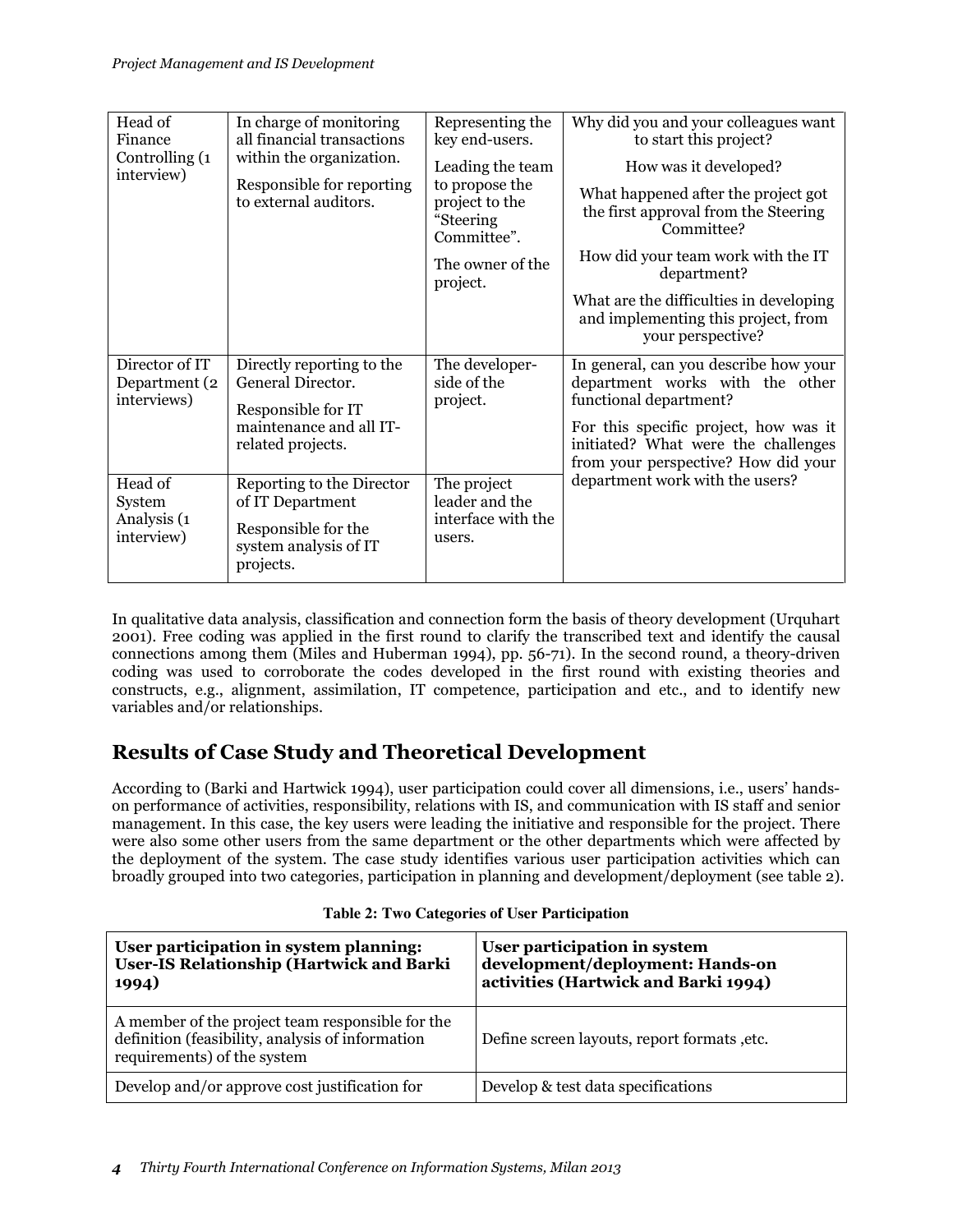| Head of Finance Controlling (1 interview) | In charge of monitoring all financial transactions within the organization.<br>Responsible for reporting to external auditors. | Representing the key end-users.<br>Leading the team to propose the project to the "Steering Committee".<br>The owner of the project. | Why did you and your colleagues want to start this project?<br>How was it developed?<br>What happened after the project got the first approval from the Steering Committee?<br>How did your team work with the IT department?<br>What are the difficulties in developing and implementing this project, from your perspective? |
|---|---|---|---|
| Director of IT Department (2 interviews) | Directly reporting to the General Director.<br>Responsible for IT maintenance and all IT-related projects. | The developer-side of the project. | In general, can you describe how your department works with the other functional department?<br>For this specific project, how was it initiated? What were the challenges from your perspective? How did your department work with the users? |
| Head of System Analysis (1 interview) | Reporting to the Director of IT Department<br>Responsible for the system analysis of IT projects. | The project leader and the interface with the users. | |

In qualitative data analysis, classification and connection form the basis of theory development (Urquhart 2001). Free coding was applied in the first round to clarify the transcribed text and identify the causal connections among them (Miles and Huberman 1994), pp. 56-71). In the second round, a theory-driven coding was used to corroborate the codes developed in the first round with existing theories and constructs, e.g., alignment, assimilation, IT competence, participation and etc., and to identify new variables and/or relationships.

## Results of Case Study and Theoretical Development

According to (Barki and Hartwick 1994), user participation could cover all dimensions, i.e., users' hands-on performance of activities, responsibility, relations with IS, and communication with IS staff and senior management. In this case, the key users were leading the initiative and responsible for the project. There were also some other users from the same department or the other departments which were affected by the deployment of the system. The case study identifies various user participation activities which can broadly grouped into two categories, participation in planning and development/deployment (see table 2).

**Table 2: Two Categories of User Participation**

| **User participation in system planning: User-IS Relationship (Hartwick and Barki 1994)** | **User participation in system development/deployment: Hands-on activities (Hartwick and Barki 1994)** |
|---|---|
| A member of the project team responsible for the definition (feasibility, analysis of information requirements) of the system | Define screen layouts, report formats ,etc. |
| Develop and/or approve cost justification for | Develop & test data specifications |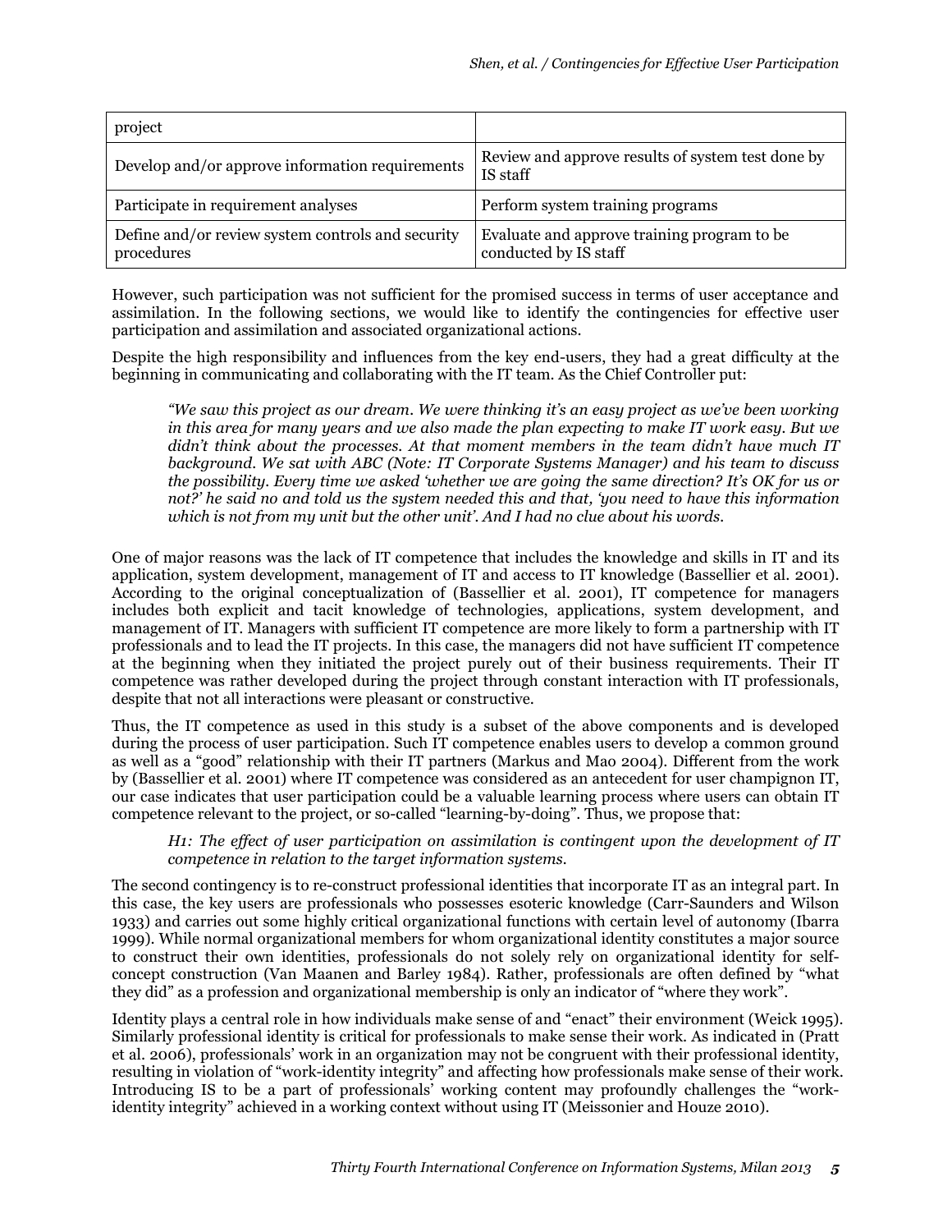| project | |
|---|---|
| Develop and/or approve information requirements | Review and approve results of system test done by IS staff |
| Participate in requirement analyses | Perform system training programs |
| Define and/or review system controls and security procedures | Evaluate and approve training program to be conducted by IS staff |

However, such participation was not sufficient for the promised success in terms of user acceptance and assimilation. In the following sections, we would like to identify the contingencies for effective user participation and assimilation and associated organizational actions.

Despite the high responsibility and influences from the key end-users, they had a great difficulty at the beginning in communicating and collaborating with the IT team. As the Chief Controller put:

> *"We saw this project as our dream. We were thinking it's an easy project as we've been working in this area for many years and we also made the plan expecting to make IT work easy. But we didn't think about the processes. At that moment members in the team didn't have much IT background. We sat with ABC (Note: IT Corporate Systems Manager) and his team to discuss the possibility. Every time we asked 'whether we are going the same direction? It's OK for us or not?' he said no and told us the system needed this and that, 'you need to have this information which is not from my unit but the other unit'. And I had no clue about his words.*

One of major reasons was the lack of IT competence that includes the knowledge and skills in IT and its application, system development, management of IT and access to IT knowledge (Bassellier et al. 2001). According to the original conceptualization of (Bassellier et al. 2001), IT competence for managers includes both explicit and tacit knowledge of technologies, applications, system development, and management of IT. Managers with sufficient IT competence are more likely to form a partnership with IT professionals and to lead the IT projects. In this case, the managers did not have sufficient IT competence at the beginning when they initiated the project purely out of their business requirements. Their IT competence was rather developed during the project through constant interaction with IT professionals, despite that not all interactions were pleasant or constructive.

Thus, the IT competence as used in this study is a subset of the above components and is developed during the process of user participation. Such IT competence enables users to develop a common ground as well as a "good" relationship with their IT partners (Markus and Mao 2004). Different from the work by (Bassellier et al. 2001) where IT competence was considered as an antecedent for user champignon IT, our case indicates that user participation could be a valuable learning process where users can obtain IT competence relevant to the project, or so-called "learning-by-doing". Thus, we propose that:

> *H1: The effect of user participation on assimilation is contingent upon the development of IT competence in relation to the target information systems.*

The second contingency is to re-construct professional identities that incorporate IT as an integral part. In this case, the key users are professionals who possesses esoteric knowledge (Carr-Saunders and Wilson 1933) and carries out some highly critical organizational functions with certain level of autonomy (Ibarra 1999). While normal organizational members for whom organizational identity constitutes a major source to construct their own identities, professionals do not solely rely on organizational identity for self-concept construction (Van Maanen and Barley 1984). Rather, professionals are often defined by "what they did" as a profession and organizational membership is only an indicator of "where they work".

Identity plays a central role in how individuals make sense of and "enact" their environment (Weick 1995). Similarly professional identity is critical for professionals to make sense their work. As indicated in (Pratt et al. 2006), professionals' work in an organization may not be congruent with their professional identity, resulting in violation of "work-identity integrity" and affecting how professionals make sense of their work. Introducing IS to be a part of professionals' working content may profoundly challenges the "work-identity integrity" achieved in a working context without using IT (Meissonier and Houze 2010).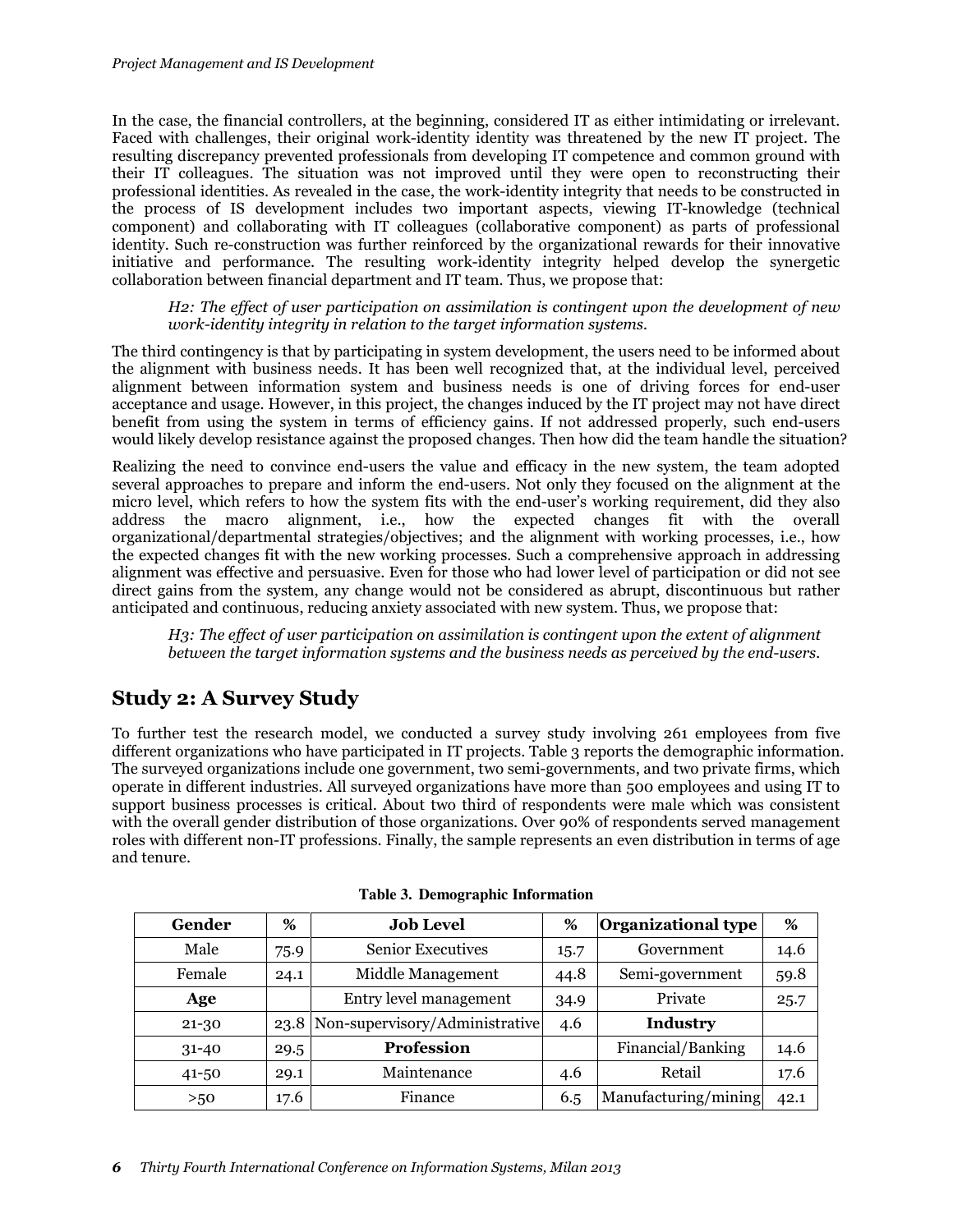In the case, the financial controllers, at the beginning, considered IT as either intimidating or irrelevant. Faced with challenges, their original work-identity identity was threatened by the new IT project. The resulting discrepancy prevented professionals from developing IT competence and common ground with their IT colleagues. The situation was not improved until they were open to reconstructing their professional identities. As revealed in the case, the work-identity integrity that needs to be constructed in the process of IS development includes two important aspects, viewing IT-knowledge (technical component) and collaborating with IT colleagues (collaborative component) as parts of professional identity. Such re-construction was further reinforced by the organizational rewards for their innovative initiative and performance. The resulting work-identity integrity helped develop the synergetic collaboration between financial department and IT team. Thus, we propose that:

> *H2: The effect of user participation on assimilation is contingent upon the development of new work-identity integrity in relation to the target information systems.*

The third contingency is that by participating in system development, the users need to be informed about the alignment with business needs. It has been well recognized that, at the individual level, perceived alignment between information system and business needs is one of driving forces for end-user acceptance and usage. However, in this project, the changes induced by the IT project may not have direct benefit from using the system in terms of efficiency gains. If not addressed properly, such end-users would likely develop resistance against the proposed changes. Then how did the team handle the situation?

Realizing the need to convince end-users the value and efficacy in the new system, the team adopted several approaches to prepare and inform the end-users. Not only they focused on the alignment at the micro level, which refers to how the system fits with the end-user's working requirement, did they also address the macro alignment, i.e., how the expected changes fit with the overall organizational/departmental strategies/objectives; and the alignment with working processes, i.e., how the expected changes fit with the new working processes. Such a comprehensive approach in addressing alignment was effective and persuasive. Even for those who had lower level of participation or did not see direct gains from the system, any change would not be considered as abrupt, discontinuous but rather anticipated and continuous, reducing anxiety associated with new system. Thus, we propose that:

> *H3: The effect of user participation on assimilation is contingent upon the extent of alignment between the target information systems and the business needs as perceived by the end-users.*

## Study 2: A Survey Study

To further test the research model, we conducted a survey study involving 261 employees from five different organizations who have participated in IT projects. Table 3 reports the demographic information. The surveyed organizations include one government, two semi-governments, and two private firms, which operate in different industries. All surveyed organizations have more than 500 employees and using IT to support business processes is critical. About two third of respondents were male which was consistent with the overall gender distribution of those organizations. Over 90% of respondents served management roles with different non-IT professions. Finally, the sample represents an even distribution in terms of age and tenure.

**Table 3. Demographic Information**

| **Gender** | **%** | **Job Level** | **%** | **Organizational type** | **%** |
|---|---|---|---|---|---|
| Male | 75.9 | Senior Executives | 15.7 | Government | 14.6 |
| Female | 24.1 | Middle Management | 44.8 | Semi-government | 59.8 |
| **Age** | | Entry level management | 34.9 | Private | 25.7 |
| 21-30 | 23.8 | Non-supervisory/Administrative | 4.6 | **Industry** | |
| 31-40 | 29.5 | **Profession** | | Financial/Banking | 14.6 |
| 41-50 | 29.1 | Maintenance | 4.6 | Retail | 17.6 |
| >50 | 17.6 | Finance | 6.5 | Manufacturing/mining | 42.1 |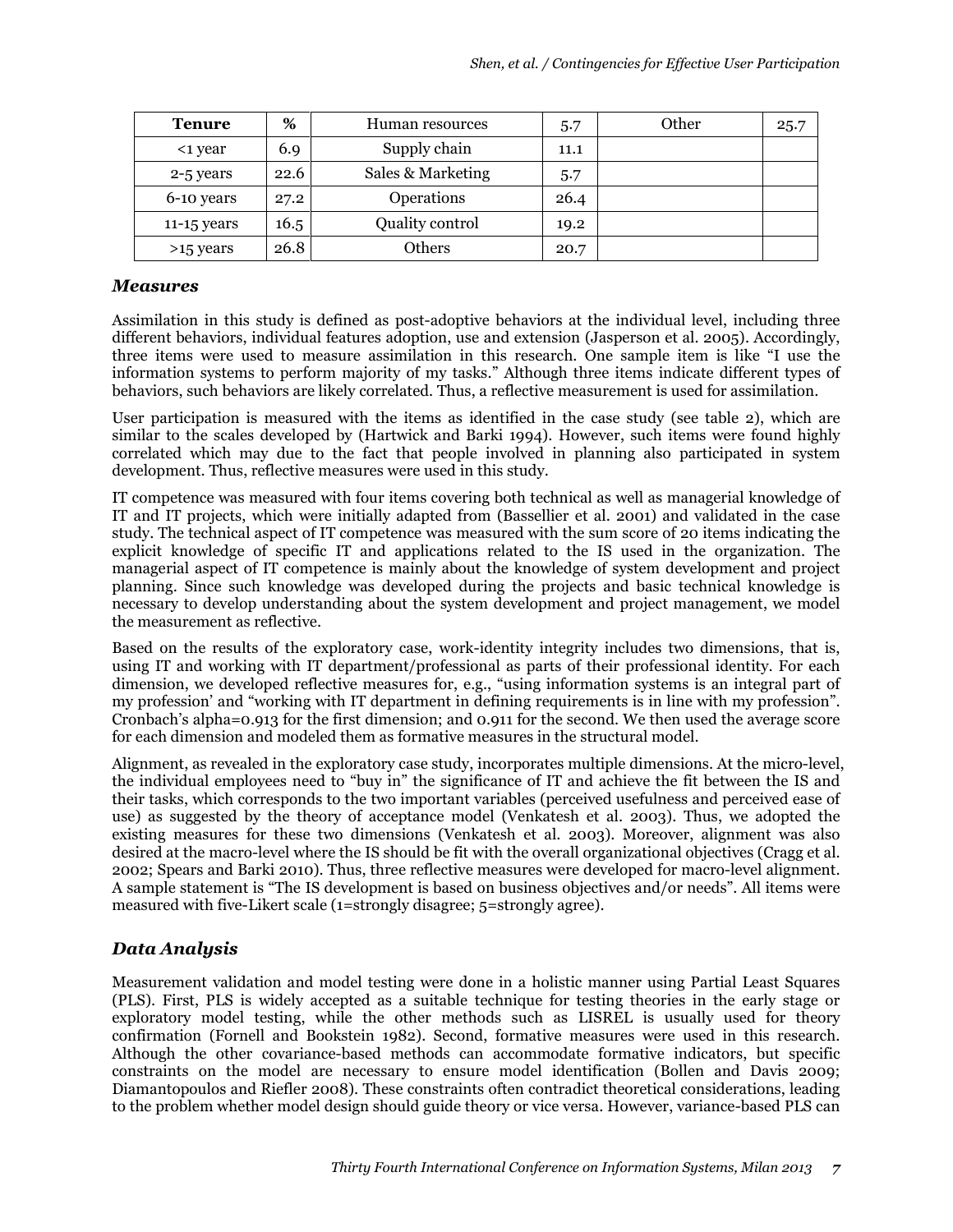| Tenure | % | Human resources | 5.7 | Other | 25.7 |
|---|---|---|---|---|---|
| <1 year | 6.9 | Supply chain | 11.1 | | |
| 2-5 years | 22.6 | Sales & Marketing | 5.7 | | |
| 6-10 years | 27.2 | Operations | 26.4 | | |
| 11-15 years | 16.5 | Quality control | 19.2 | | |
| >15 years | 26.8 | Others | 20.7 | | |

## *Measures*

Assimilation in this study is defined as post-adoptive behaviors at the individual level, including three different behaviors, individual features adoption, use and extension (Jasperson et al. 2005). Accordingly, three items were used to measure assimilation in this research. One sample item is like "I use the information systems to perform majority of my tasks." Although three items indicate different types of behaviors, such behaviors are likely correlated. Thus, a reflective measurement is used for assimilation.

User participation is measured with the items as identified in the case study (see table 2), which are similar to the scales developed by (Hartwick and Barki 1994). However, such items were found highly correlated which may due to the fact that people involved in planning also participated in system development. Thus, reflective measures were used in this study.

IT competence was measured with four items covering both technical as well as managerial knowledge of IT and IT projects, which were initially adapted from (Bassellier et al. 2001) and validated in the case study. The technical aspect of IT competence was measured with the sum score of 20 items indicating the explicit knowledge of specific IT and applications related to the IS used in the organization. The managerial aspect of IT competence is mainly about the knowledge of system development and project planning. Since such knowledge was developed during the projects and basic technical knowledge is necessary to develop understanding about the system development and project management, we model the measurement as reflective.

Based on the results of the exploratory case, work-identity integrity includes two dimensions, that is, using IT and working with IT department/professional as parts of their professional identity. For each dimension, we developed reflective measures for, e.g., "using information systems is an integral part of my profession' and "working with IT department in defining requirements is in line with my profession". Cronbach's alpha=0.913 for the first dimension; and 0.911 for the second. We then used the average score for each dimension and modeled them as formative measures in the structural model.

Alignment, as revealed in the exploratory case study, incorporates multiple dimensions. At the micro-level, the individual employees need to "buy in" the significance of IT and achieve the fit between the IS and their tasks, which corresponds to the two important variables (perceived usefulness and perceived ease of use) as suggested by the theory of acceptance model (Venkatesh et al. 2003). Thus, we adopted the existing measures for these two dimensions (Venkatesh et al. 2003). Moreover, alignment was also desired at the macro-level where the IS should be fit with the overall organizational objectives (Cragg et al. 2002; Spears and Barki 2010). Thus, three reflective measures were developed for macro-level alignment. A sample statement is "The IS development is based on business objectives and/or needs". All items were measured with five-Likert scale (1=strongly disagree; 5=strongly agree).

## *Data Analysis*

Measurement validation and model testing were done in a holistic manner using Partial Least Squares (PLS). First, PLS is widely accepted as a suitable technique for testing theories in the early stage or exploratory model testing, while the other methods such as LISREL is usually used for theory confirmation (Fornell and Bookstein 1982). Second, formative measures were used in this research. Although the other covariance-based methods can accommodate formative indicators, but specific constraints on the model are necessary to ensure model identification (Bollen and Davis 2009; Diamantopoulos and Riefler 2008). These constraints often contradict theoretical considerations, leading to the problem whether model design should guide theory or vice versa. However, variance-based PLS can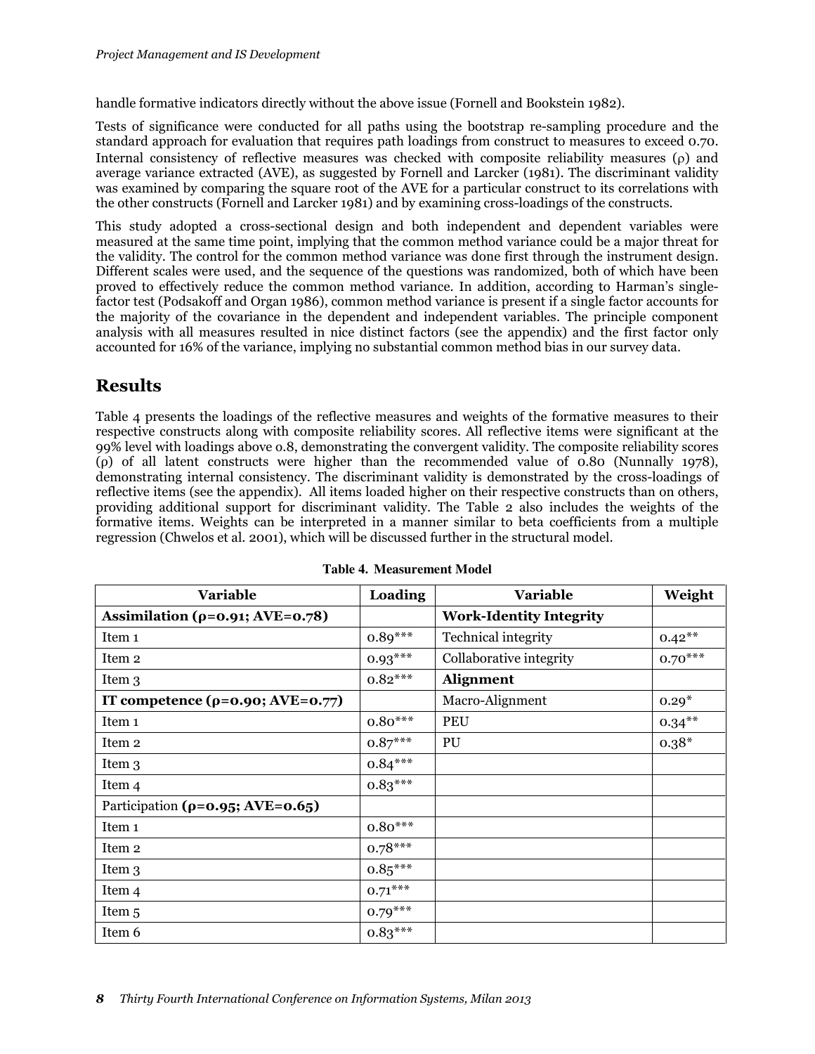handle formative indicators directly without the above issue (Fornell and Bookstein 1982).

Tests of significance were conducted for all paths using the bootstrap re-sampling procedure and the standard approach for evaluation that requires path loadings from construct to measures to exceed 0.70. Internal consistency of reflective measures was checked with composite reliability measures (ρ) and average variance extracted (AVE), as suggested by Fornell and Larcker (1981). The discriminant validity was examined by comparing the square root of the AVE for a particular construct to its correlations with the other constructs (Fornell and Larcker 1981) and by examining cross-loadings of the constructs.

This study adopted a cross-sectional design and both independent and dependent variables were measured at the same time point, implying that the common method variance could be a major threat for the validity. The control for the common method variance was done first through the instrument design. Different scales were used, and the sequence of the questions was randomized, both of which have been proved to effectively reduce the common method variance. In addition, according to Harman's single-factor test (Podsakoff and Organ 1986), common method variance is present if a single factor accounts for the majority of the covariance in the dependent and independent variables. The principle component analysis with all measures resulted in nice distinct factors (see the appendix) and the first factor only accounted for 16% of the variance, implying no substantial common method bias in our survey data.

## Results

Table 4 presents the loadings of the reflective measures and weights of the formative measures to their respective constructs along with composite reliability scores. All reflective items were significant at the 99% level with loadings above 0.8, demonstrating the convergent validity. The composite reliability scores (ρ) of all latent constructs were higher than the recommended value of 0.80 (Nunnally 1978), demonstrating internal consistency. The discriminant validity is demonstrated by the cross-loadings of reflective items (see the appendix). All items loaded higher on their respective constructs than on others, providing additional support for discriminant validity. The Table 2 also includes the weights of the formative items. Weights can be interpreted in a manner similar to beta coefficients from a multiple regression (Chwelos et al. 2001), which will be discussed further in the structural model.

**Table 4. Measurement Model**

| Variable | Loading | Variable | Weight |
|---|---|---|---|
| **Assimilation (ρ=0.91; AVE=0.78)** | | **Work-Identity Integrity** | |
| Item 1 | 0.89*** | Technical integrity | 0.42** |
| Item 2 | 0.93*** | Collaborative integrity | 0.70*** |
| Item 3 | 0.82*** | **Alignment** | |
| **IT competence (ρ=0.90; AVE=0.77)** | | Macro-Alignment | 0.29* |
| Item 1 | 0.80*** | PEU | 0.34** |
| Item 2 | 0.87*** | PU | 0.38* |
| Item 3 | 0.84*** | | |
| Item 4 | 0.83*** | | |
| Participation **(ρ=0.95; AVE=0.65)** | | | |
| Item 1 | 0.80*** | | |
| Item 2 | 0.78*** | | |
| Item 3 | 0.85*** | | |
| Item 4 | 0.71*** | | |
| Item 5 | 0.79*** | | |
| Item 6 | 0.83*** | | |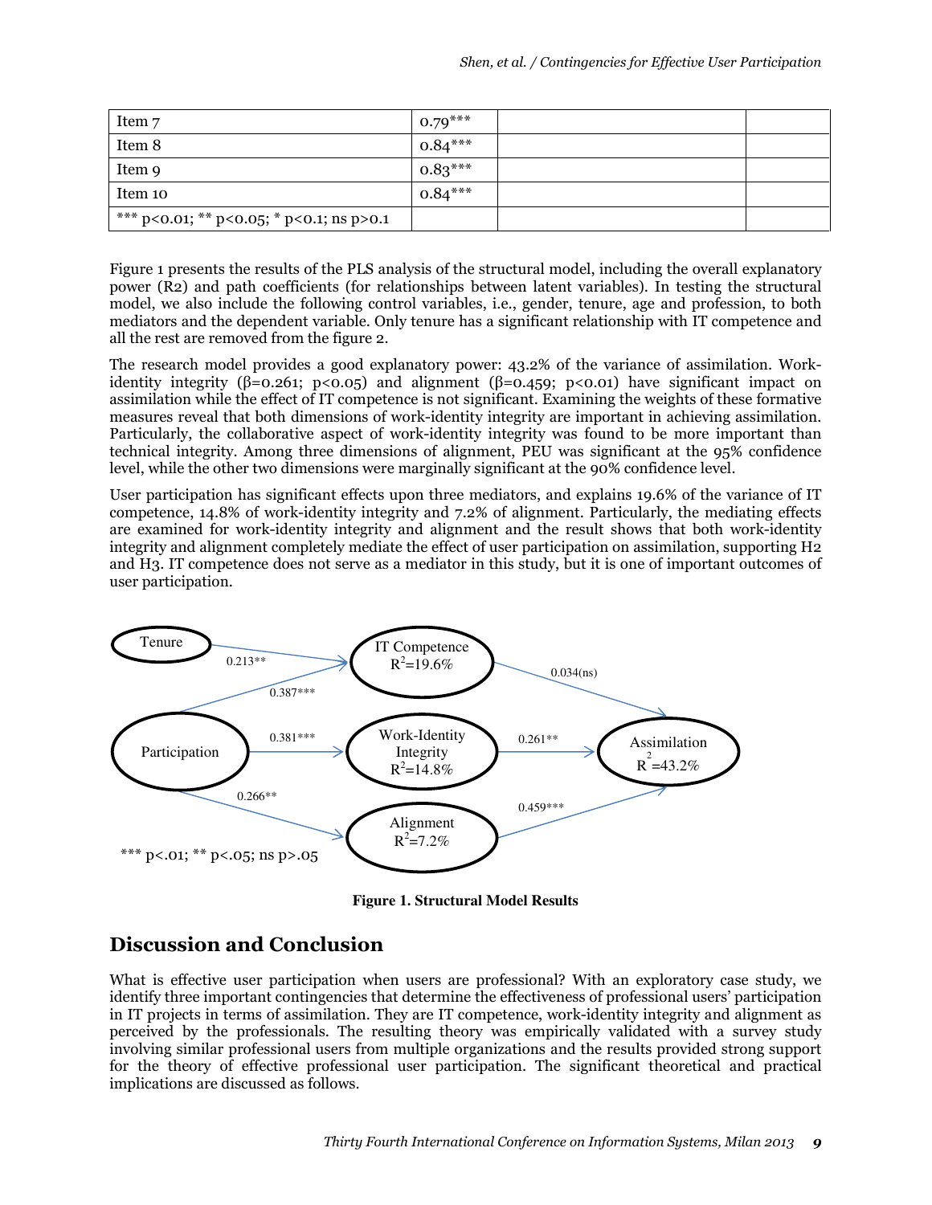| Item 7 | 0.79*** | | |
|---|---|---|---|
| Item 8 | 0.84*** | | |
| Item 9 | 0.83*** | | |
| Item 10 | 0.84*** | | |
| *** p<0.01; ** p<0.05; * p<0.1; ns p>0.1 | | | |

Figure 1 presents the results of the PLS analysis of the structural model, including the overall explanatory power (R2) and path coefficients (for relationships between latent variables). In testing the structural model, we also include the following control variables, i.e., gender, tenure, age and profession, to both mediators and the dependent variable. Only tenure has a significant relationship with IT competence and all the rest are removed from the figure 2.

The research model provides a good explanatory power: 43.2% of the variance of assimilation. Work-identity integrity (β=0.261; p<0.05) and alignment (β=0.459; p<0.01) have significant impact on assimilation while the effect of IT competence is not significant. Examining the weights of these formative measures reveal that both dimensions of work-identity integrity are important in achieving assimilation. Particularly, the collaborative aspect of work-identity integrity was found to be more important than technical integrity. Among three dimensions of alignment, PEU was significant at the 95% confidence level, while the other two dimensions were marginally significant at the 90% confidence level.

User participation has significant effects upon three mediators, and explains 19.6% of the variance of IT competence, 14.8% of work-identity integrity and 7.2% of alignment. Particularly, the mediating effects are examined for work-identity integrity and alignment and the result shows that both work-identity integrity and alignment completely mediate the effect of user participation on assimilation, supporting H2 and H3. IT competence does not serve as a mediator in this study, but it is one of important outcomes of user participation.

Tenure → IT Competence ($R^2$=19.6%): 0.213**
Participation → IT Competence: 0.387***
Participation → Work-Identity Integrity ($R^2$=14.8%): 0.381***
Participation → Alignment ($R^2$=7.2%): 0.266**
IT Competence → Assimilation ($R^2$=43.2%): 0.034(ns)
Work-Identity Integrity → Assimilation: 0.261**
Alignment → Assimilation: 0.459***

*** p<.01; ** p<.05; ns p>.05

**Figure 1. Structural Model Results**

## Discussion and Conclusion

What is effective user participation when users are professional? With an exploratory case study, we identify three important contingencies that determine the effectiveness of professional users' participation in IT projects in terms of assimilation. They are IT competence, work-identity integrity and alignment as perceived by the professionals. The resulting theory was empirically validated with a survey study involving similar professional users from multiple organizations and the results provided strong support for the theory of effective professional user participation. The significant theoretical and practical implications are discussed as follows.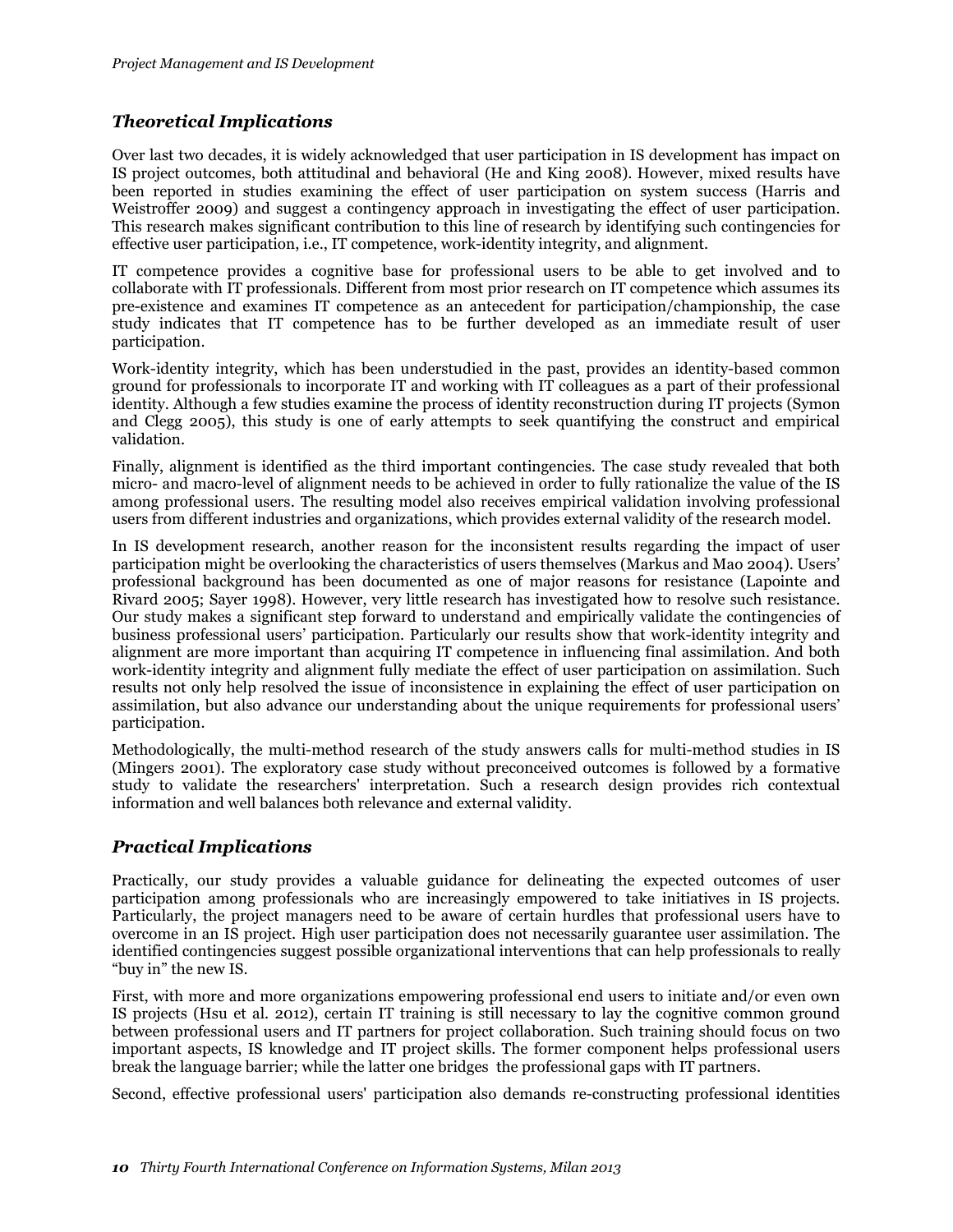## *Theoretical Implications*

Over last two decades, it is widely acknowledged that user participation in IS development has impact on IS project outcomes, both attitudinal and behavioral (He and King 2008). However, mixed results have been reported in studies examining the effect of user participation on system success (Harris and Weistroffer 2009) and suggest a contingency approach in investigating the effect of user participation. This research makes significant contribution to this line of research by identifying such contingencies for effective user participation, i.e., IT competence, work-identity integrity, and alignment.

IT competence provides a cognitive base for professional users to be able to get involved and to collaborate with IT professionals. Different from most prior research on IT competence which assumes its pre-existence and examines IT competence as an antecedent for participation/championship, the case study indicates that IT competence has to be further developed as an immediate result of user participation.

Work-identity integrity, which has been understudied in the past, provides an identity-based common ground for professionals to incorporate IT and working with IT colleagues as a part of their professional identity. Although a few studies examine the process of identity reconstruction during IT projects (Symon and Clegg 2005), this study is one of early attempts to seek quantifying the construct and empirical validation.

Finally, alignment is identified as the third important contingencies. The case study revealed that both micro- and macro-level of alignment needs to be achieved in order to fully rationalize the value of the IS among professional users. The resulting model also receives empirical validation involving professional users from different industries and organizations, which provides external validity of the research model.

In IS development research, another reason for the inconsistent results regarding the impact of user participation might be overlooking the characteristics of users themselves (Markus and Mao 2004). Users' professional background has been documented as one of major reasons for resistance (Lapointe and Rivard 2005; Sayer 1998). However, very little research has investigated how to resolve such resistance. Our study makes a significant step forward to understand and empirically validate the contingencies of business professional users' participation. Particularly our results show that work-identity integrity and alignment are more important than acquiring IT competence in influencing final assimilation. And both work-identity integrity and alignment fully mediate the effect of user participation on assimilation. Such results not only help resolved the issue of inconsistence in explaining the effect of user participation on assimilation, but also advance our understanding about the unique requirements for professional users' participation.

Methodologically, the multi-method research of the study answers calls for multi-method studies in IS (Mingers 2001). The exploratory case study without preconceived outcomes is followed by a formative study to validate the researchers' interpretation. Such a research design provides rich contextual information and well balances both relevance and external validity.

## *Practical Implications*

Practically, our study provides a valuable guidance for delineating the expected outcomes of user participation among professionals who are increasingly empowered to take initiatives in IS projects. Particularly, the project managers need to be aware of certain hurdles that professional users have to overcome in an IS project. High user participation does not necessarily guarantee user assimilation. The identified contingencies suggest possible organizational interventions that can help professionals to really "buy in" the new IS.

First, with more and more organizations empowering professional end users to initiate and/or even own IS projects (Hsu et al. 2012), certain IT training is still necessary to lay the cognitive common ground between professional users and IT partners for project collaboration. Such training should focus on two important aspects, IS knowledge and IT project skills. The former component helps professional users break the language barrier; while the latter one bridges the professional gaps with IT partners.

Second, effective professional users' participation also demands re-constructing professional identities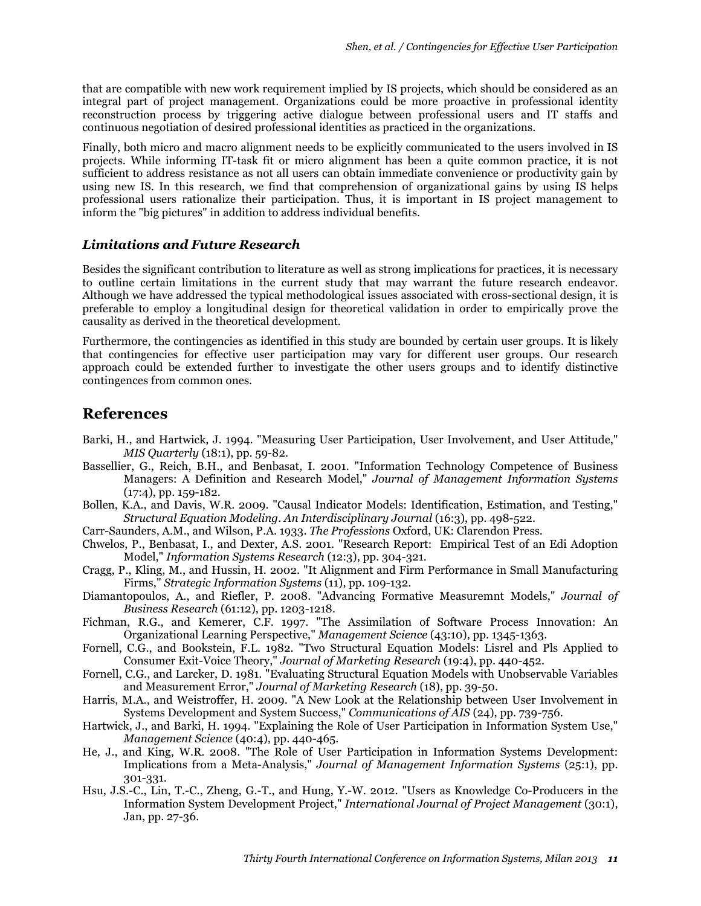that are compatible with new work requirement implied by IS projects, which should be considered as an integral part of project management. Organizations could be more proactive in professional identity reconstruction process by triggering active dialogue between professional users and IT staffs and continuous negotiation of desired professional identities as practiced in the organizations.

Finally, both micro and macro alignment needs to be explicitly communicated to the users involved in IS projects. While informing IT-task fit or micro alignment has been a quite common practice, it is not sufficient to address resistance as not all users can obtain immediate convenience or productivity gain by using new IS. In this research, we find that comprehension of organizational gains by using IS helps professional users rationalize their participation. Thus, it is important in IS project management to inform the "big pictures" in addition to address individual benefits.

### *Limitations and Future Research*

Besides the significant contribution to literature as well as strong implications for practices, it is necessary to outline certain limitations in the current study that may warrant the future research endeavor. Although we have addressed the typical methodological issues associated with cross-sectional design, it is preferable to employ a longitudinal design for theoretical validation in order to empirically prove the causality as derived in the theoretical development.

Furthermore, the contingencies as identified in this study are bounded by certain user groups. It is likely that contingencies for effective user participation may vary for different user groups. Our research approach could be extended further to investigate the other users groups and to identify distinctive contingences from common ones.

## References

Barki, H., and Hartwick, J. 1994. "Measuring User Participation, User Involvement, and User Attitude," *MIS Quarterly* (18:1), pp. 59-82.

Bassellier, G., Reich, B.H., and Benbasat, I. 2001. "Information Technology Competence of Business Managers: A Definition and Research Model," *Journal of Management Information Systems* (17:4), pp. 159-182.

Bollen, K.A., and Davis, W.R. 2009. "Causal Indicator Models: Identification, Estimation, and Testing," *Structural Equation Modeling. An Interdisciplinary Journal* (16:3), pp. 498-522.

Carr-Saunders, A.M., and Wilson, P.A. 1933. *The Professions* Oxford, UK: Clarendon Press.

Chwelos, P., Benbasat, I., and Dexter, A.S. 2001. "Research Report: Empirical Test of an Edi Adoption Model," *Information Systems Research* (12:3), pp. 304-321.

Cragg, P., Kling, M., and Hussin, H. 2002. "It Alignment and Firm Performance in Small Manufacturing Firms," *Strategic Information Systems* (11), pp. 109-132.

Diamantopoulos, A., and Riefler, P. 2008. "Advancing Formative Measuremnt Models," *Journal of Business Research* (61:12), pp. 1203-1218.

Fichman, R.G., and Kemerer, C.F. 1997. "The Assimilation of Software Process Innovation: An Organizational Learning Perspective," *Management Science* (43:10), pp. 1345-1363.

Fornell, C.G., and Bookstein, F.L. 1982. "Two Structural Equation Models: Lisrel and Pls Applied to Consumer Exit-Voice Theory," *Journal of Marketing Research* (19:4), pp. 440-452.

Fornell, C.G., and Larcker, D. 1981. "Evaluating Structural Equation Models with Unobservable Variables and Measurement Error," *Journal of Marketing Research* (18), pp. 39-50.

Harris, M.A., and Weistroffer, H. 2009. "A New Look at the Relationship between User Involvement in Systems Development and System Success," *Communications of AIS* (24), pp. 739-756.

Hartwick, J., and Barki, H. 1994. "Explaining the Role of User Participation in Information System Use," *Management Science* (40:4), pp. 440-465.

He, J., and King, W.R. 2008. "The Role of User Participation in Information Systems Development: Implications from a Meta-Analysis," *Journal of Management Information Systems* (25:1), pp. 301-331.

Hsu, J.S.-C., Lin, T.-C., Zheng, G.-T., and Hung, Y.-W. 2012. "Users as Knowledge Co-Producers in the Information System Development Project," *International Journal of Project Management* (30:1), Jan, pp. 27-36.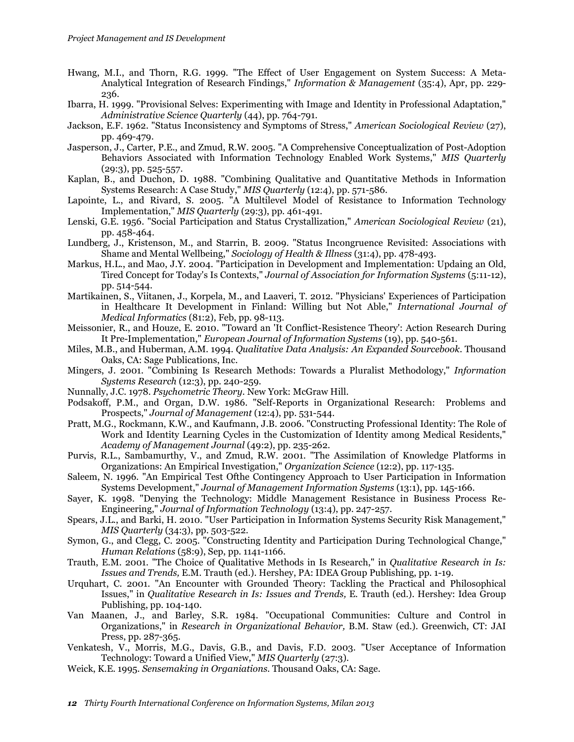Hwang, M.I., and Thorn, R.G. 1999. "The Effect of User Engagement on System Success: A Meta-Analytical Integration of Research Findings," *Information & Management* (35:4), Apr, pp. 229-236.

Ibarra, H. 1999. "Provisional Selves: Experimenting with Image and Identity in Professional Adaptation," *Administrative Science Quarterly* (44), pp. 764-791.

Jackson, E.F. 1962. "Status Inconsistency and Symptoms of Stress," *American Sociological Review* (27), pp. 469-479.

Jasperson, J., Carter, P.E., and Zmud, R.W. 2005. "A Comprehensive Conceptualization of Post-Adoption Behaviors Associated with Information Technology Enabled Work Systems," *MIS Quarterly* (29:3), pp. 525-557.

Kaplan, B., and Duchon, D. 1988. "Combining Qualitative and Quantitative Methods in Information Systems Research: A Case Study," *MIS Quarterly* (12:4), pp. 571-586.

Lapointe, L., and Rivard, S. 2005. "A Multilevel Model of Resistance to Information Technology Implementation," *MIS Quarterly* (29:3), pp. 461-491.

Lenski, G.E. 1956. "Social Participation and Status Crystallization," *American Sociological Review* (21), pp. 458-464.

Lundberg, J., Kristenson, M., and Starrin, B. 2009. "Status Incongruence Revisited: Associations with Shame and Mental Wellbeing," *Sociology of Health & Illness* (31:4), pp. 478-493.

Markus, H.L., and Mao, J.Y. 2004. "Participation in Development and Implementation: Updaing an Old, Tired Concept for Today's Is Contexts," *Journal of Association for Information Systems* (5:11-12), pp. 514-544.

Martikainen, S., Viitanen, J., Korpela, M., and Laaveri, T. 2012. "Physicians' Experiences of Participation in Healthcare It Development in Finland: Willing but Not Able," *International Journal of Medical Informatics* (81:2), Feb, pp. 98-113.

Meissonier, R., and Houze, E. 2010. "Toward an 'It Conflict-Resistence Theory': Action Research During It Pre-Implementation," *European Journal of Information Systems* (19), pp. 540-561.

Miles, M.B., and Huberman, A.M. 1994. *Qualitative Data Analysis: An Expanded Sourcebook*. Thousand Oaks, CA: Sage Publications, Inc.

Mingers, J. 2001. "Combining Is Research Methods: Towards a Pluralist Methodology," *Information Systems Research* (12:3), pp. 240-259.

Nunnally, J.C. 1978. *Psychometric Theory*. New York: McGraw Hill.

Podsakoff, P.M., and Organ, D.W. 1986. "Self-Reports in Organizational Research: Problems and Prospects," *Journal of Management* (12:4), pp. 531-544.

Pratt, M.G., Rockmann, K.W., and Kaufmann, J.B. 2006. "Constructing Professional Identity: The Role of Work and Identity Learning Cycles in the Customization of Identity among Medical Residents," *Academy of Management Journal* (49:2), pp. 235-262.

Purvis, R.L., Sambamurthy, V., and Zmud, R.W. 2001. "The Assimilation of Knowledge Platforms in Organizations: An Empirical Investigation," *Organization Science* (12:2), pp. 117-135.

Saleem, N. 1996. "An Empirical Test Ofthe Contingency Approach to User Participation in Information Systems Development," *Journal of Management Information Systems* (13:1), pp. 145-166.

Sayer, K. 1998. "Denying the Technology: Middle Management Resistance in Business Process Re-Engineering," *Journal of Information Technology* (13:4), pp. 247-257.

Spears, J.L., and Barki, H. 2010. "User Participation in Information Systems Security Risk Management," *MIS Quarterly* (34:3), pp. 503-522.

Symon, G., and Clegg, C. 2005. "Constructing Identity and Participation During Technological Change," *Human Relations* (58:9), Sep, pp. 1141-1166.

Trauth, E.M. 2001. "The Choice of Qualitative Methods in Is Research," in *Qualitative Research in Is: Issues and Trends,* E.M. Trauth (ed.). Hershey, PA: IDEA Group Publishing, pp. 1-19.

Urquhart, C. 2001. "An Encounter with Grounded Theory: Tackling the Practical and Philosophical Issues," in *Qualitative Research in Is: Issues and Trends,* E. Trauth (ed.). Hershey: Idea Group Publishing, pp. 104-140.

Van Maanen, J., and Barley, S.R. 1984. "Occupational Communities: Culture and Control in Organizations," in *Research in Organizational Behavior,* B.M. Staw (ed.). Greenwich, CT: JAI Press, pp. 287-365.

Venkatesh, V., Morris, M.G., Davis, G.B., and Davis, F.D. 2003. "User Acceptance of Information Technology: Toward a Unified View," *MIS Quarterly* (27:3).

Weick, K.E. 1995. *Sensemaking in Organiations*. Thousand Oaks, CA: Sage.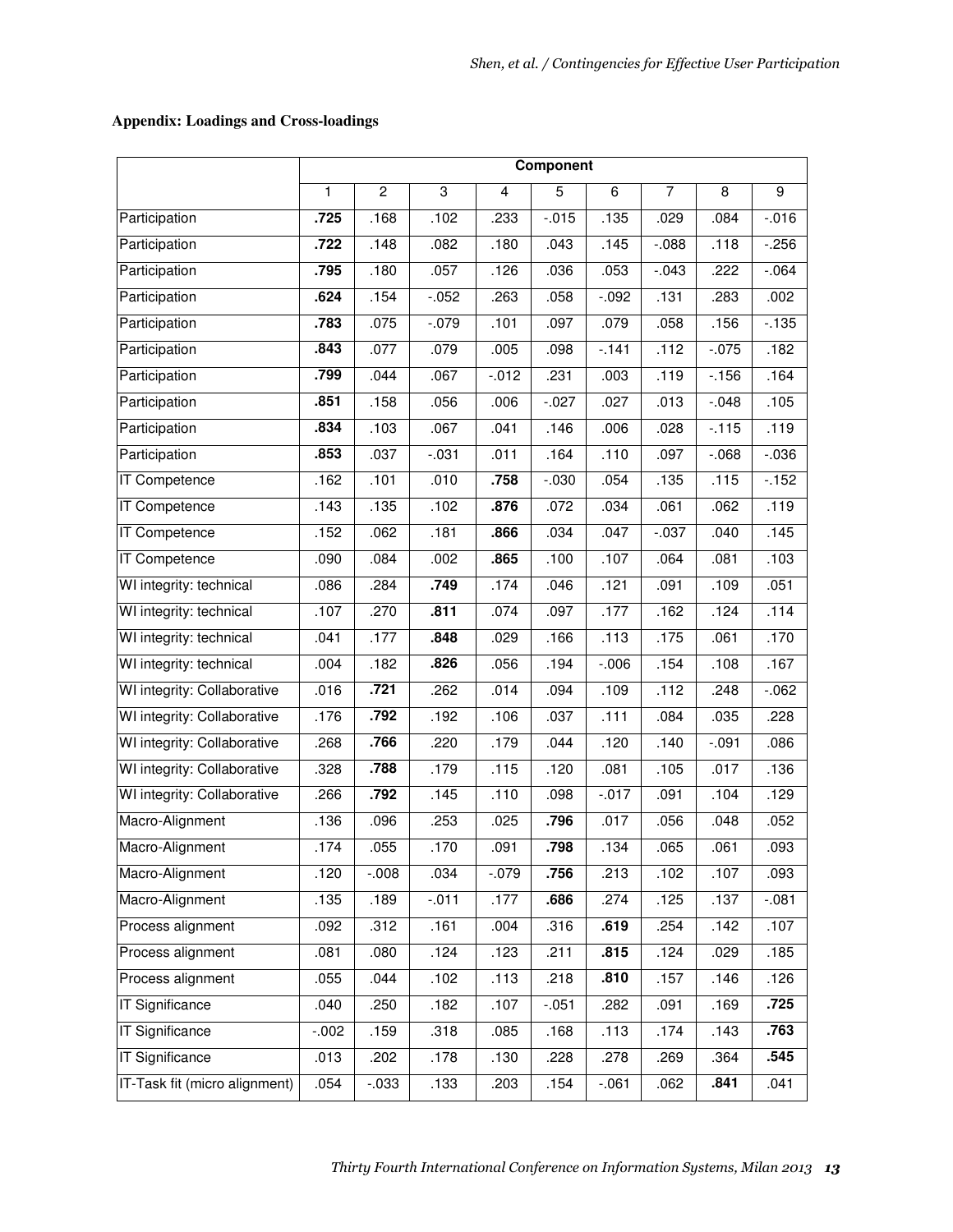**Appendix: Loadings and Cross-loadings**

| | Component | | | | | | | | |
|---|---|---|---|---|---|---|---|---|---|
| | 1 | 2 | 3 | 4 | 5 | 6 | 7 | 8 | 9 |
| Participation | **.725** | .168 | .102 | .233 | -.015 | .135 | .029 | .084 | -.016 |
| Participation | **.722** | .148 | .082 | .180 | .043 | .145 | -.088 | .118 | -.256 |
| Participation | **.795** | .180 | .057 | .126 | .036 | .053 | -.043 | .222 | -.064 |
| Participation | **.624** | .154 | -.052 | .263 | .058 | -.092 | .131 | .283 | .002 |
| Participation | **.783** | .075 | -.079 | .101 | .097 | .079 | .058 | .156 | -.135 |
| Participation | **.843** | .077 | .079 | .005 | .098 | -.141 | .112 | -.075 | .182 |
| Participation | **.799** | .044 | .067 | -.012 | .231 | .003 | .119 | -.156 | .164 |
| Participation | **.851** | .158 | .056 | .006 | -.027 | .027 | .013 | -.048 | .105 |
| Participation | **.834** | .103 | .067 | .041 | .146 | .006 | .028 | -.115 | .119 |
| Participation | **.853** | .037 | -.031 | .011 | .164 | .110 | .097 | -.068 | -.036 |
| IT Competence | .162 | .101 | .010 | **.758** | -.030 | .054 | .135 | .115 | -.152 |
| IT Competence | .143 | .135 | .102 | **.876** | .072 | .034 | .061 | .062 | .119 |
| IT Competence | .152 | .062 | .181 | **.866** | .034 | .047 | -.037 | .040 | .145 |
| IT Competence | .090 | .084 | .002 | **.865** | .100 | .107 | .064 | .081 | .103 |
| WI integrity: technical | .086 | .284 | **.749** | .174 | .046 | .121 | .091 | .109 | .051 |
| WI integrity: technical | .107 | .270 | **.811** | .074 | .097 | .177 | .162 | .124 | .114 |
| WI integrity: technical | .041 | .177 | **.848** | .029 | .166 | .113 | .175 | .061 | .170 |
| WI integrity: technical | .004 | .182 | **.826** | .056 | .194 | -.006 | .154 | .108 | .167 |
| WI integrity: Collaborative | .016 | **.721** | .262 | .014 | .094 | .109 | .112 | .248 | -.062 |
| WI integrity: Collaborative | .176 | **.792** | .192 | .106 | .037 | .111 | .084 | .035 | .228 |
| WI integrity: Collaborative | .268 | **.766** | .220 | .179 | .044 | .120 | .140 | -.091 | .086 |
| WI integrity: Collaborative | .328 | **.788** | .179 | .115 | .120 | .081 | .105 | .017 | .136 |
| WI integrity: Collaborative | .266 | **.792** | .145 | .110 | .098 | -.017 | .091 | .104 | .129 |
| Macro-Alignment | .136 | .096 | .253 | .025 | **.796** | .017 | .056 | .048 | .052 |
| Macro-Alignment | .174 | .055 | .170 | .091 | **.798** | .134 | .065 | .061 | .093 |
| Macro-Alignment | .120 | -.008 | .034 | -.079 | **.756** | .213 | .102 | .107 | .093 |
| Macro-Alignment | .135 | .189 | -.011 | .177 | **.686** | .274 | .125 | .137 | -.081 |
| Process alignment | .092 | .312 | .161 | .004 | .316 | **.619** | .254 | .142 | .107 |
| Process alignment | .081 | .080 | .124 | .123 | .211 | **.815** | .124 | .029 | .185 |
| Process alignment | .055 | .044 | .102 | .113 | .218 | **.810** | .157 | .146 | .126 |
| IT Significance | .040 | .250 | .182 | .107 | -.051 | .282 | .091 | .169 | **.725** |
| IT Significance | -.002 | .159 | .318 | .085 | .168 | .113 | .174 | .143 | **.763** |
| IT Significance | .013 | .202 | .178 | .130 | .228 | .278 | .269 | .364 | **.545** |
| IT-Task fit (micro alignment) | .054 | -.033 | .133 | .203 | .154 | -.061 | .062 | **.841** | .041 |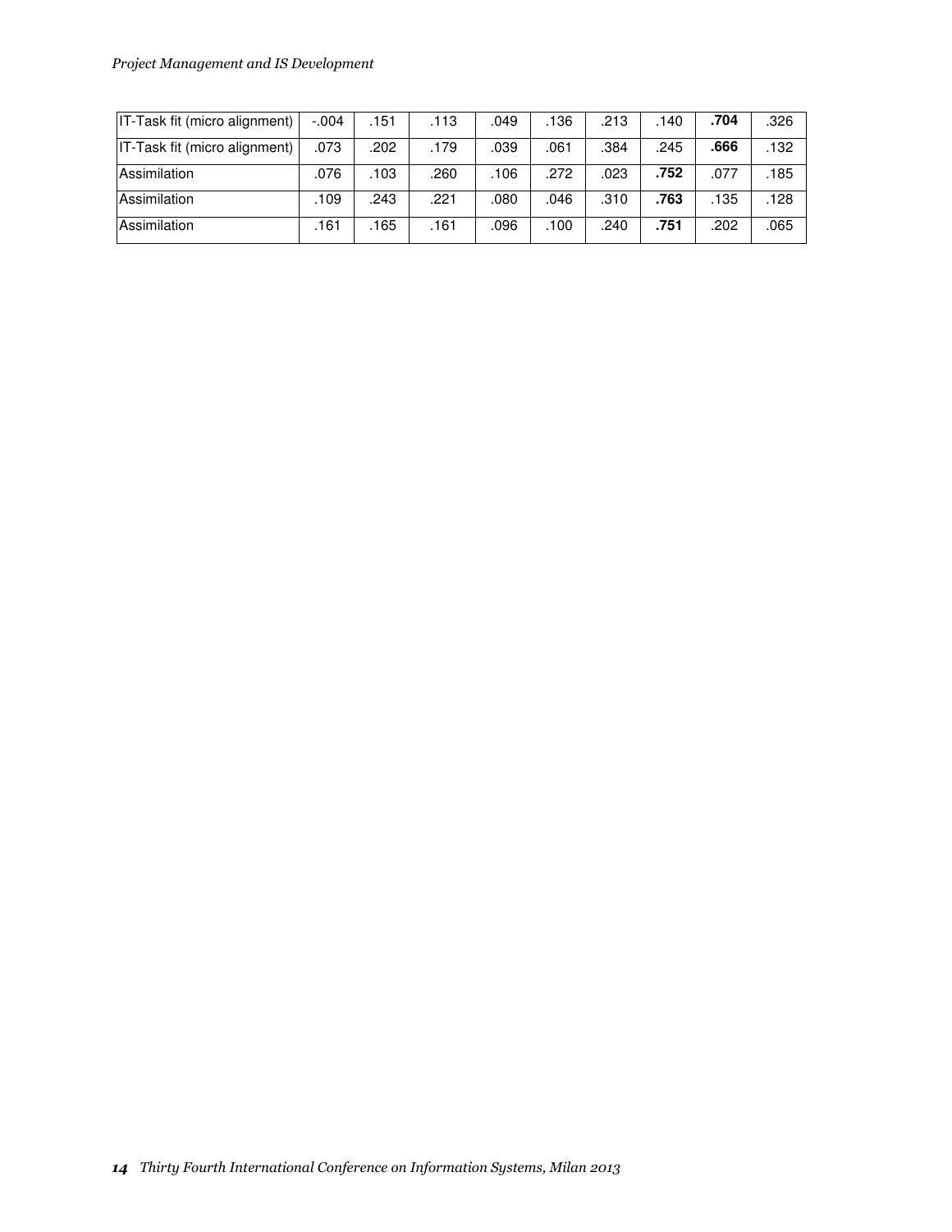| | | | | | | | | | |
|---|---|---|---|---|---|---|---|---|---|
| IT-Task fit (micro alignment) | -.004 | .151 | .113 | .049 | .136 | .213 | .140 | **.704** | .326 |
| IT-Task fit (micro alignment) | .073 | .202 | .179 | .039 | .061 | .384 | .245 | **.666** | .132 |
| Assimilation | .076 | .103 | .260 | .106 | .272 | .023 | **.752** | .077 | .185 |
| Assimilation | .109 | .243 | .221 | .080 | .046 | .310 | **.763** | .135 | .128 |
| Assimilation | .161 | .165 | .161 | .096 | .100 | .240 | **.751** | .202 | .065 |